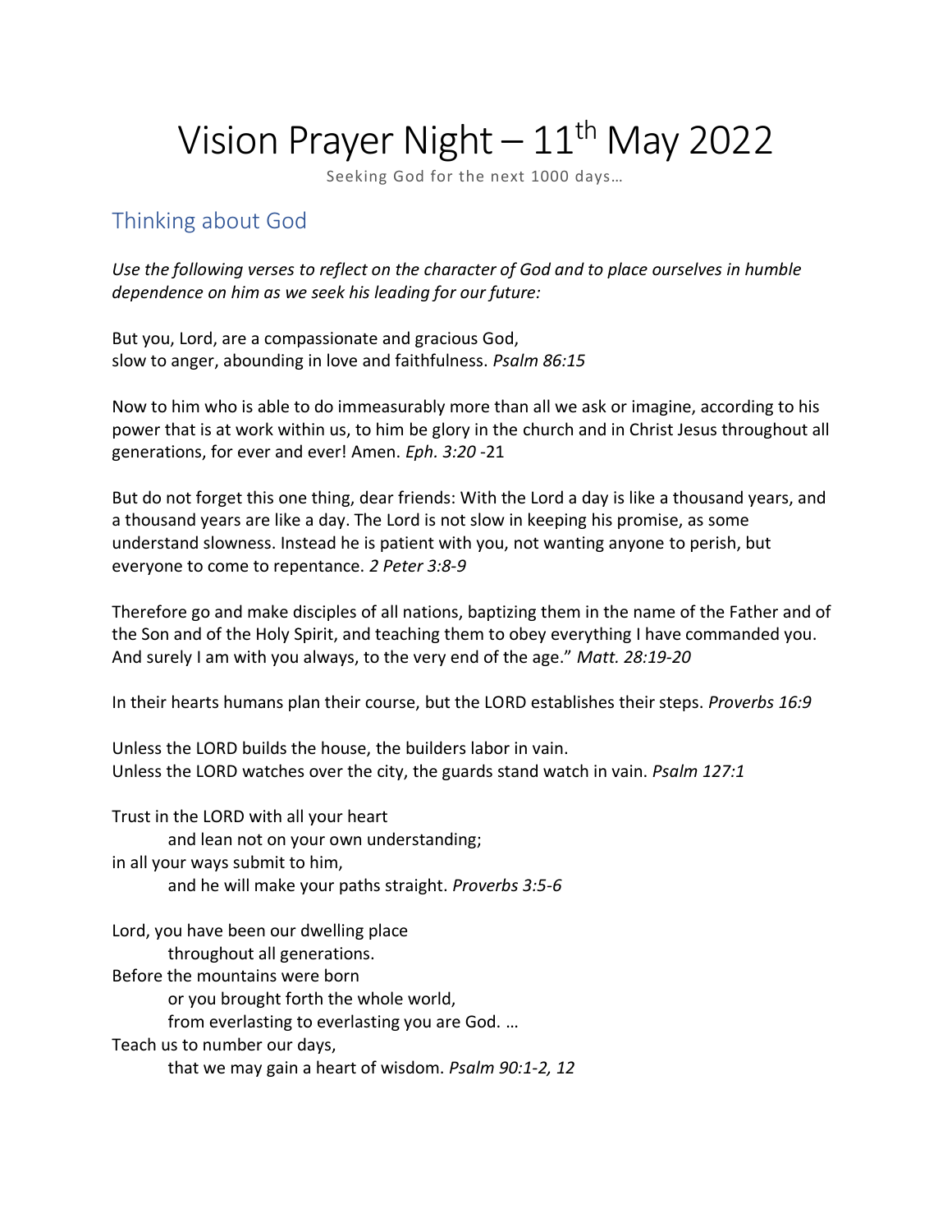# Vision Prayer Night – 11th May 2022

Seeking God for the next 1000 days…

## Thinking about God

*Use the following verses to reflect on the character of God and to place ourselves in humble dependence on him as we seek his leading for our future:*

But you, Lord, are a compassionate and gracious God,
slow to anger, abounding in love and faithfulness. *Psalm 86:15*

Now to him who is able to do immeasurably more than all we ask or imagine, according to his power that is at work within us, to him be glory in the church and in Christ Jesus throughout all generations, for ever and ever! Amen. *Eph. 3:20* -21

But do not forget this one thing, dear friends: With the Lord a day is like a thousand years, and a thousand years are like a day. The Lord is not slow in keeping his promise, as some understand slowness. Instead he is patient with you, not wanting anyone to perish, but everyone to come to repentance. *2 Peter 3:8-9*

Therefore go and make disciples of all nations, baptizing them in the name of the Father and of the Son and of the Holy Spirit, and teaching them to obey everything I have commanded you. And surely I am with you always, to the very end of the age." *Matt. 28:19-20*

In their hearts humans plan their course, but the LORD establishes their steps. *Proverbs 16:9*

Unless the LORD builds the house, the builders labor in vain.
Unless the LORD watches over the city, the guards stand watch in vain. *Psalm 127:1*

Trust in the LORD with all your heart
  and lean not on your own understanding;
in all your ways submit to him,
  and he will make your paths straight. *Proverbs 3:5-6*

Lord, you have been our dwelling place
  throughout all generations.
Before the mountains were born
  or you brought forth the whole world,
  from everlasting to everlasting you are God. …
Teach us to number our days,
  that we may gain a heart of wisdom. *Psalm 90:1-2, 12*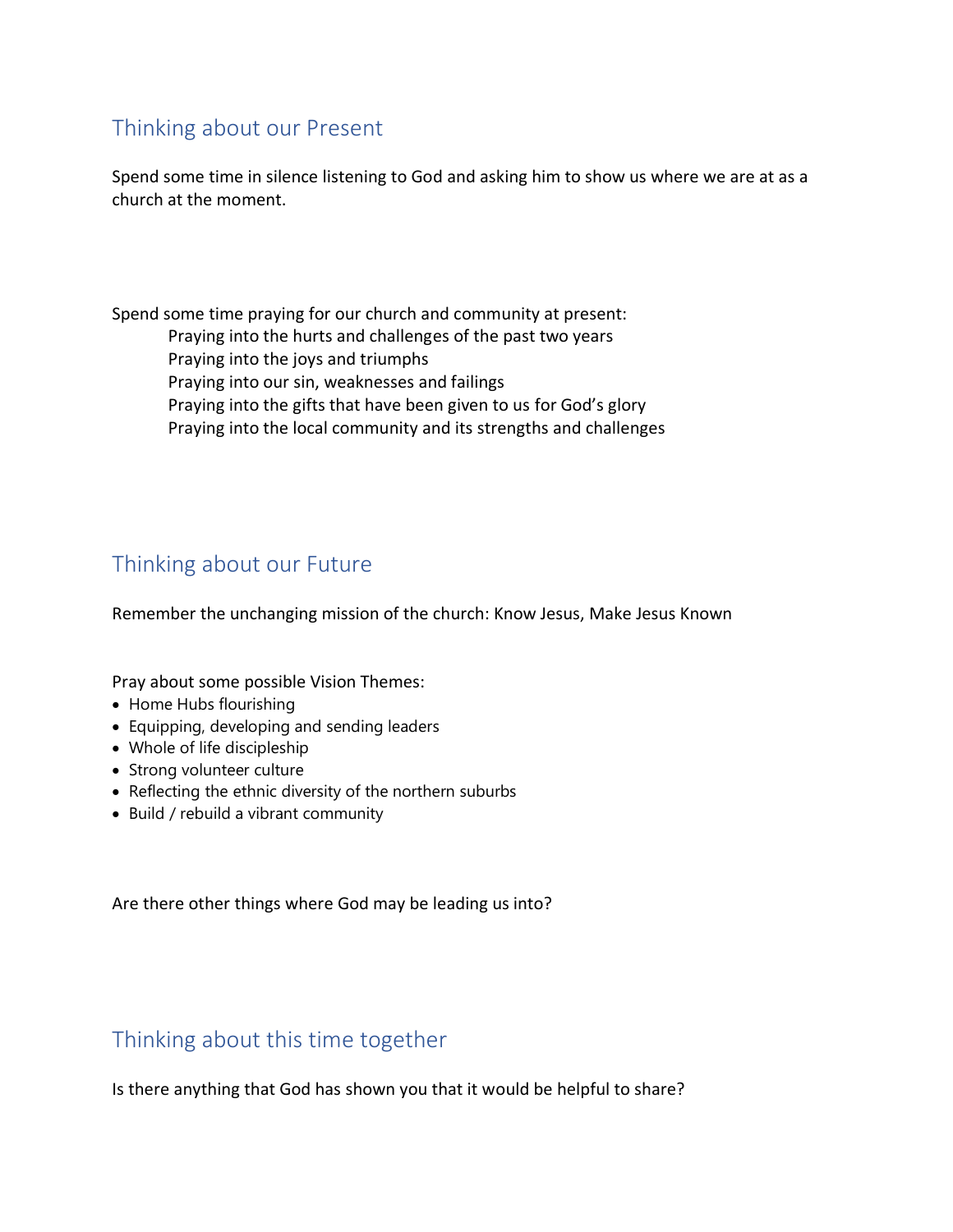## Thinking about our Present

Spend some time in silence listening to God and asking him to show us where we are at as a church at the moment.

Spend some time praying for our church and community at present:

- Praying into the hurts and challenges of the past two years
- Praying into the joys and triumphs
- Praying into our sin, weaknesses and failings
- Praying into the gifts that have been given to us for God's glory
- Praying into the local community and its strengths and challenges

## Thinking about our Future

Remember the unchanging mission of the church: Know Jesus, Make Jesus Known

Pray about some possible Vision Themes:

- Home Hubs flourishing
- Equipping, developing and sending leaders
- Whole of life discipleship
- Strong volunteer culture
- Reflecting the ethnic diversity of the northern suburbs
- Build / rebuild a vibrant community

Are there other things where God may be leading us into?

## Thinking about this time together

Is there anything that God has shown you that it would be helpful to share?